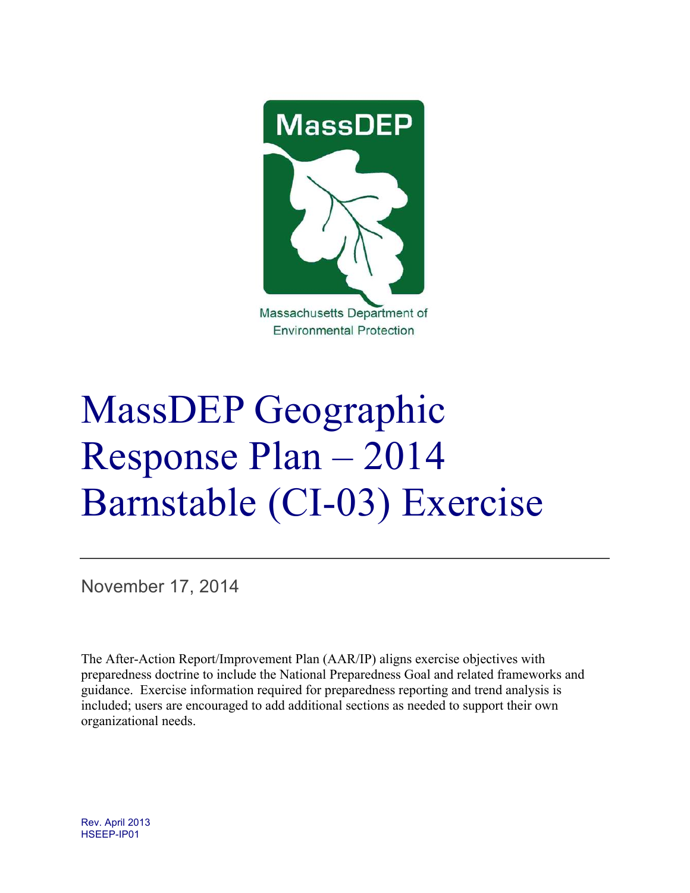MassDEP

Massachusetts Department of Environmental Protection

# MassDEP Geographic Response Plan – 2014 Barnstable (CI-03) Exercise

November 17, 2014

The After-Action Report/Improvement Plan (AAR/IP) aligns exercise objectives with preparedness doctrine to include the National Preparedness Goal and related frameworks and guidance. Exercise information required for preparedness reporting and trend analysis is included; users are encouraged to add additional sections as needed to support their own organizational needs.

Rev. April 2013
HSEEP-IP01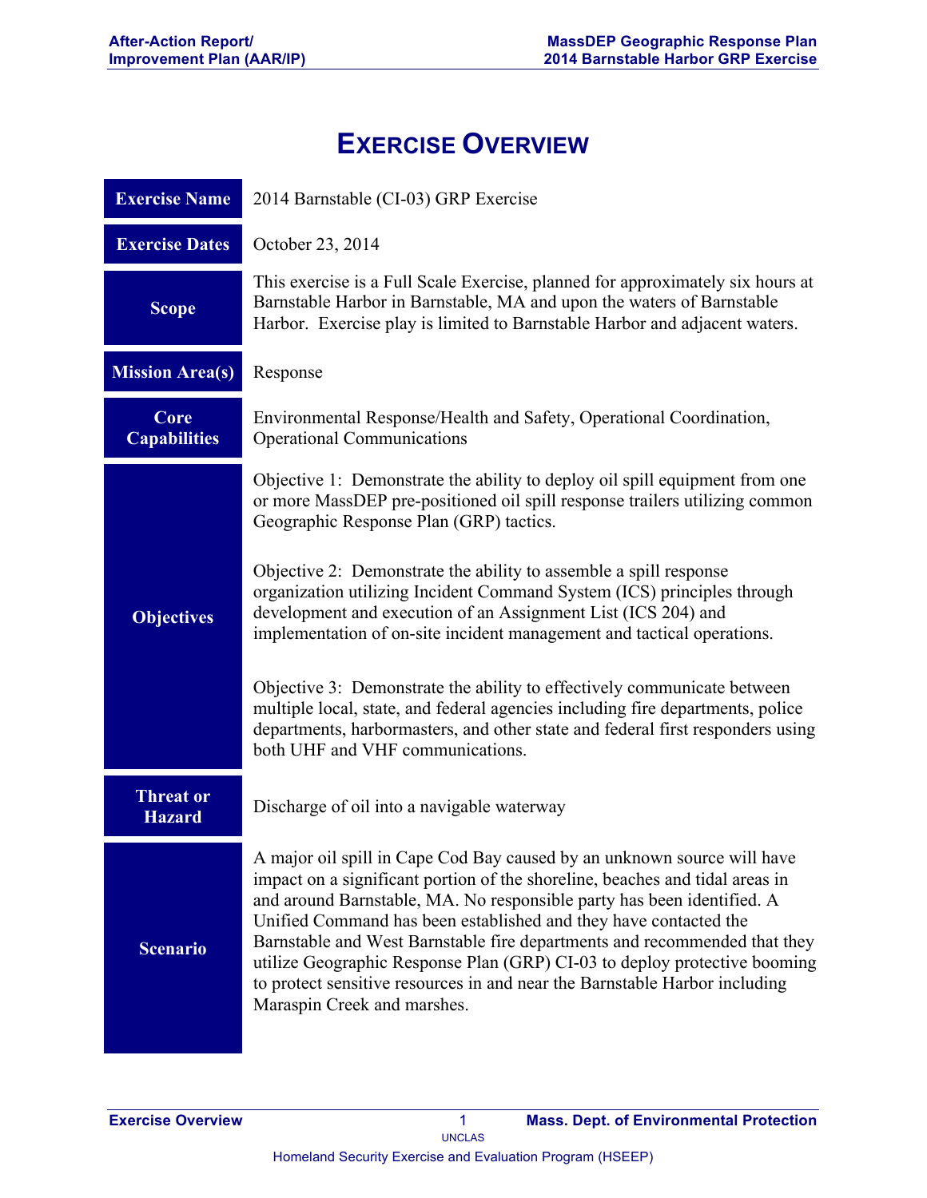# Exercise Overview

| | |
|---|---|
| **Exercise Name** | 2014 Barnstable (CI-03) GRP Exercise |
| **Exercise Dates** | October 23, 2014 |
| **Scope** | This exercise is a Full Scale Exercise, planned for approximately six hours at Barnstable Harbor in Barnstable, MA and upon the waters of Barnstable Harbor. Exercise play is limited to Barnstable Harbor and adjacent waters. |
| **Mission Area(s)** | Response |
| **Core Capabilities** | Environmental Response/Health and Safety, Operational Coordination, Operational Communications |
| **Objectives** | Objective 1: Demonstrate the ability to deploy oil spill equipment from one or more MassDEP pre-positioned oil spill response trailers utilizing common Geographic Response Plan (GRP) tactics.<br><br>Objective 2: Demonstrate the ability to assemble a spill response organization utilizing Incident Command System (ICS) principles through development and execution of an Assignment List (ICS 204) and implementation of on-site incident management and tactical operations.<br><br>Objective 3: Demonstrate the ability to effectively communicate between multiple local, state, and federal agencies including fire departments, police departments, harbormasters, and other state and federal first responders using both UHF and VHF communications. |
| **Threat or Hazard** | Discharge of oil into a navigable waterway |
| **Scenario** | A major oil spill in Cape Cod Bay caused by an unknown source will have impact on a significant portion of the shoreline, beaches and tidal areas in and around Barnstable, MA. No responsible party has been identified. A Unified Command has been established and they have contacted the Barnstable and West Barnstable fire departments and recommended that they utilize Geographic Response Plan (GRP) CI-03 to deploy protective booming to protect sensitive resources in and near the Barnstable Harbor including Maraspin Creek and marshes. |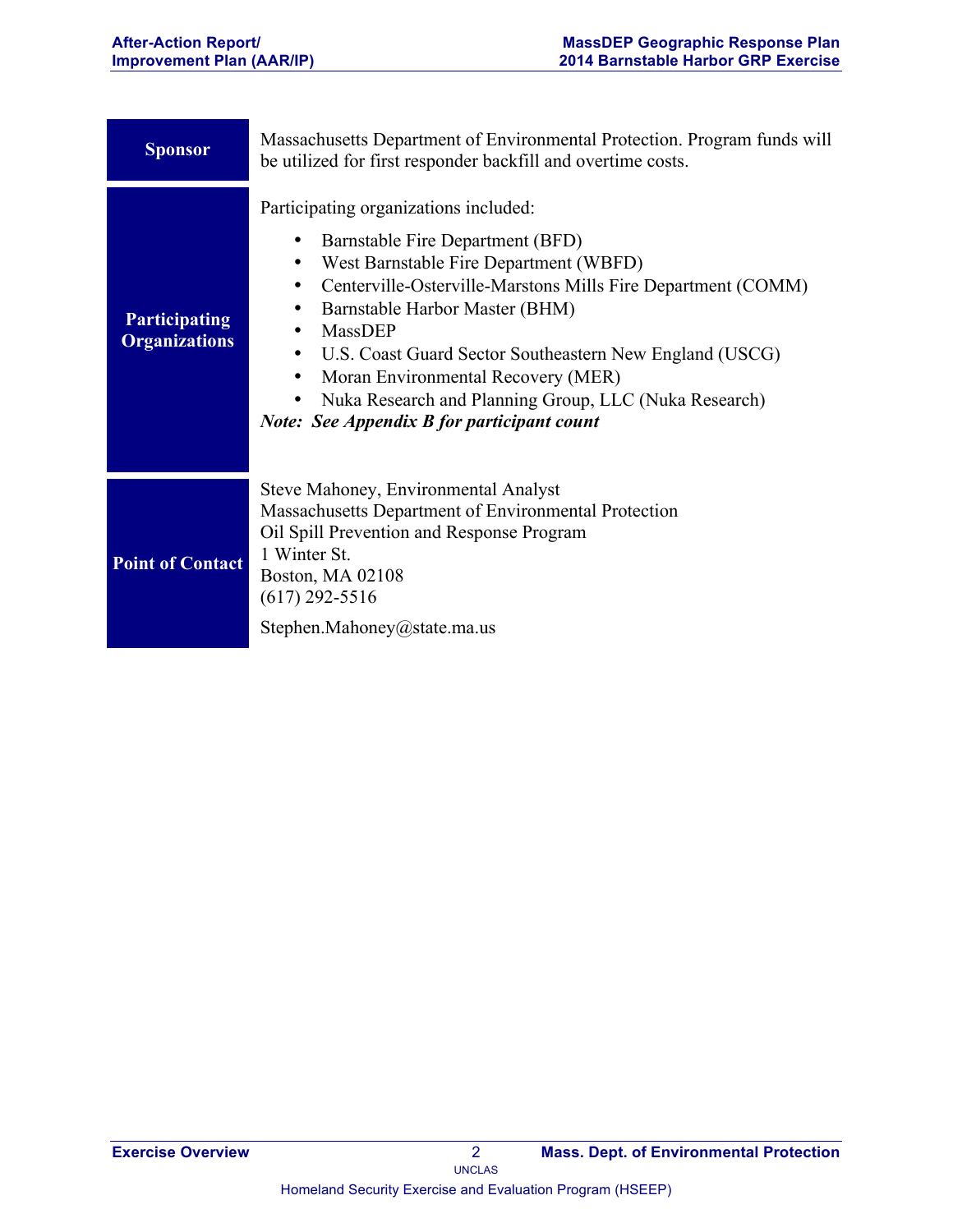| | |
|---|---|
| **Sponsor** | Massachusetts Department of Environmental Protection. Program funds will be utilized for first responder backfill and overtime costs. |
| **Participating Organizations** | Participating organizations included:<br>• Barnstable Fire Department (BFD)<br>• West Barnstable Fire Department (WBFD)<br>• Centerville-Osterville-Marstons Mills Fire Department (COMM)<br>• Barnstable Harbor Master (BHM)<br>• MassDEP<br>• U.S. Coast Guard Sector Southeastern New England (USCG)<br>• Moran Environmental Recovery (MER)<br>• Nuka Research and Planning Group, LLC (Nuka Research)<br>***Note: See Appendix B for participant count*** |
| **Point of Contact** | Steve Mahoney, Environmental Analyst<br>Massachusetts Department of Environmental Protection<br>Oil Spill Prevention and Response Program<br>1 Winter St.<br>Boston, MA 02108<br>(617) 292-5516<br>Stephen.Mahoney@state.ma.us |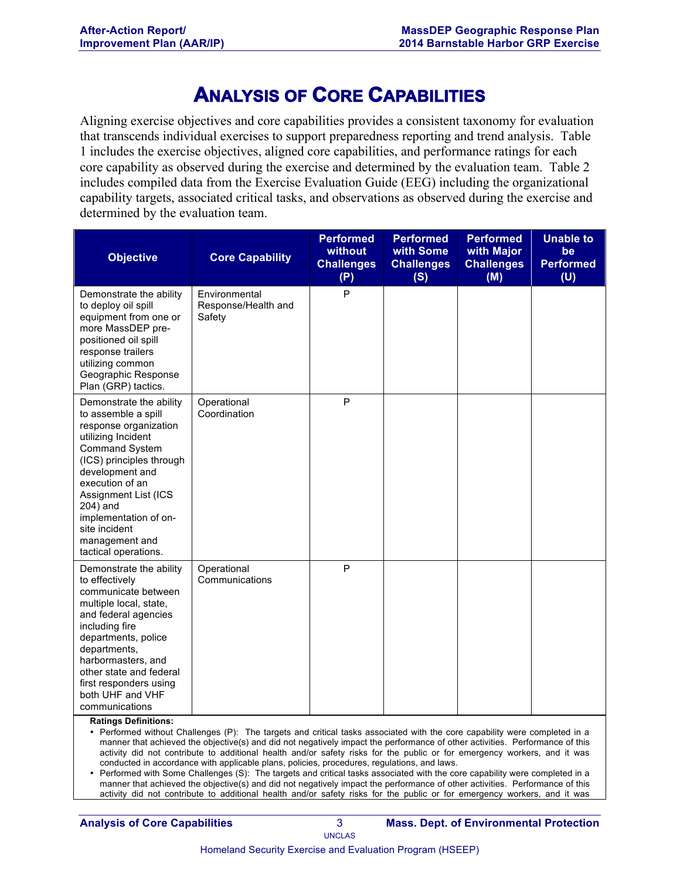# Analysis of Core Capabilities

Aligning exercise objectives and core capabilities provides a consistent taxonomy for evaluation that transcends individual exercises to support preparedness reporting and trend analysis. Table 1 includes the exercise objectives, aligned core capabilities, and performance ratings for each core capability as observed during the exercise and determined by the evaluation team. Table 2 includes compiled data from the Exercise Evaluation Guide (EEG) including the organizational capability targets, associated critical tasks, and observations as observed during the exercise and determined by the evaluation team.

| Objective | Core Capability | Performed without Challenges (P) | Performed with Some Challenges (S) | Performed with Major Challenges (M) | Unable to be Performed (U) |
|---|---|---|---|---|---|
| Demonstrate the ability to deploy oil spill equipment from one or more MassDEP pre-positioned oil spill response trailers utilizing common Geographic Response Plan (GRP) tactics. | Environmental Response/Health and Safety | P | | | |
| Demonstrate the ability to assemble a spill response organization utilizing Incident Command System (ICS) principles through development and execution of an Assignment List (ICS 204) and implementation of on-site incident management and tactical operations. | Operational Coordination | P | | | |
| Demonstrate the ability to effectively communicate between multiple local, state, and federal agencies including fire departments, police departments, harbormasters, and other state and federal first responders using both UHF and VHF communications | Operational Communications | P | | | |

**Ratings Definitions:**

- Performed without Challenges (P): The targets and critical tasks associated with the core capability were completed in a manner that achieved the objective(s) and did not negatively impact the performance of other activities. Performance of this activity did not contribute to additional health and/or safety risks for the public or for emergency workers, and it was conducted in accordance with applicable plans, policies, procedures, regulations, and laws.
- Performed with Some Challenges (S): The targets and critical tasks associated with the core capability were completed in a manner that achieved the objective(s) and did not negatively impact the performance of other activities. Performance of this activity did not contribute to additional health and/or safety risks for the public or for emergency workers, and it was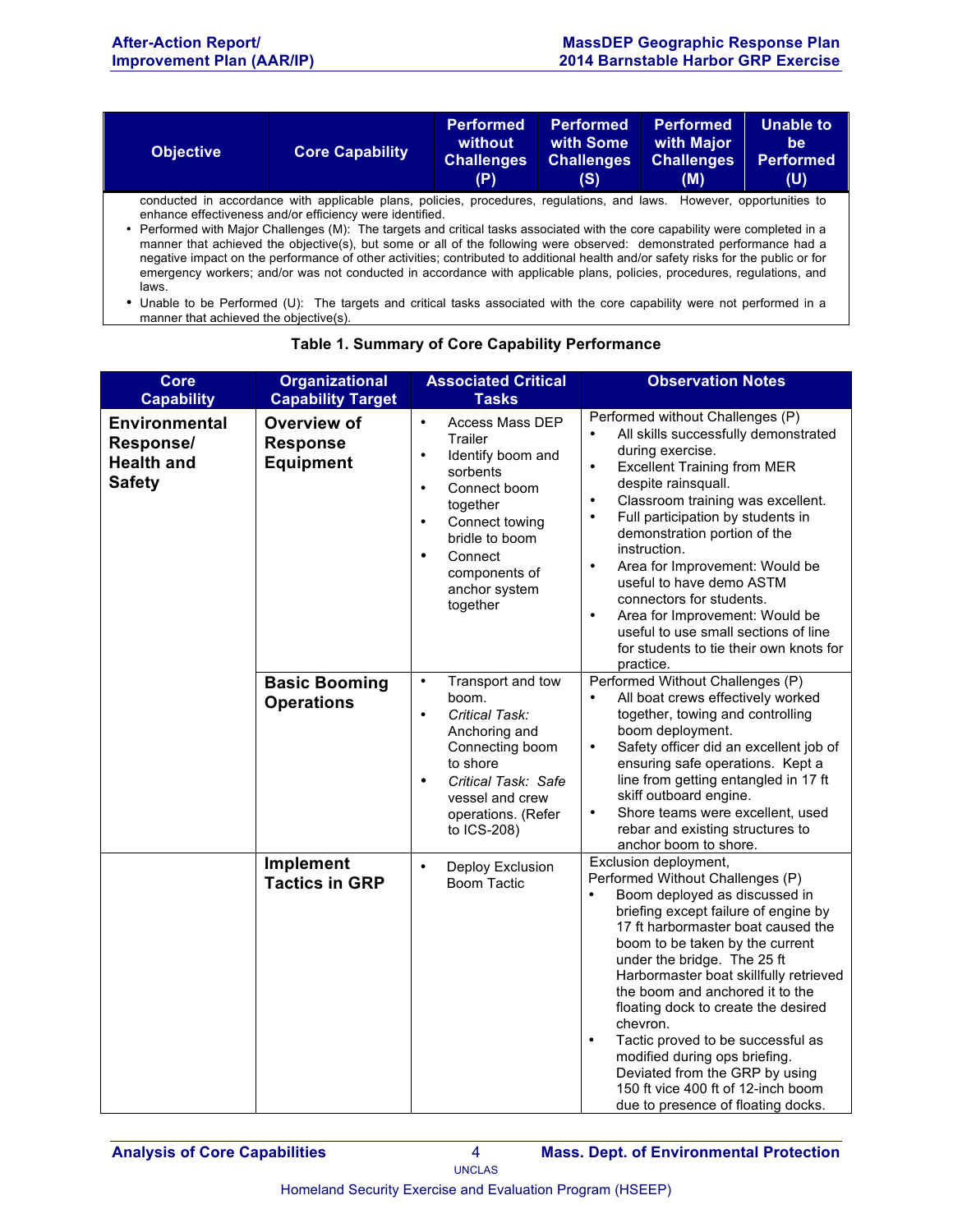| Objective | Core Capability | Performed without Challenges (P) | Performed with Some Challenges (S) | Performed with Major Challenges (M) | Unable to be Performed (U) |
|---|---|---|---|---|---|

conducted in accordance with applicable plans, policies, procedures, regulations, and laws. However, opportunities to enhance effectiveness and/or efficiency were identified.

- Performed with Major Challenges (M): The targets and critical tasks associated with the core capability were completed in a manner that achieved the objective(s), but some or all of the following were observed: demonstrated performance had a negative impact on the performance of other activities; contributed to additional health and/or safety risks for the public or for emergency workers; and/or was not conducted in accordance with applicable plans, policies, procedures, regulations, and laws.
- Unable to be Performed (U): The targets and critical tasks associated with the core capability were not performed in a manner that achieved the objective(s).

**Table 1. Summary of Core Capability Performance**

| Core Capability | Organizational Capability Target | Associated Critical Tasks | Observation Notes |
|---|---|---|---|
| **Environmental Response/ Health and Safety** | **Overview of Response Equipment** | • Access Mass DEP Trailer<br>• Identify boom and sorbents<br>• Connect boom together<br>• Connect towing bridle to boom<br>• Connect components of anchor system together | Performed without Challenges (P)<br>• All skills successfully demonstrated during exercise.<br>• Excellent Training from MER despite rainsquall.<br>• Classroom training was excellent.<br>• Full participation by students in demonstration portion of the instruction.<br>• Area for Improvement: Would be useful to have demo ASTM connectors for students.<br>• Area for Improvement: Would be useful to use small sections of line for students to tie their own knots for practice. |
| | **Basic Booming Operations** | • Transport and tow boom.<br>• *Critical Task:* Anchoring and Connecting boom to shore<br>• *Critical Task:* Safe vessel and crew operations. (Refer to ICS-208) | Performed Without Challenges (P)<br>• All boat crews effectively worked together, towing and controlling boom deployment.<br>• Safety officer did an excellent job of ensuring safe operations. Kept a line from getting entangled in 17 ft skiff outboard engine.<br>• Shore teams were excellent, used rebar and existing structures to anchor boom to shore. |
| | **Implement Tactics in GRP** | • Deploy Exclusion Boom Tactic | Exclusion deployment, Performed Without Challenges (P)<br>• Boom deployed as discussed in briefing except failure of engine by 17 ft harbormaster boat caused the boom to be taken by the current under the bridge. The 25 ft Harbormaster boat skillfully retrieved the boom and anchored it to the floating dock to create the desired chevron.<br>• Tactic proved to be successful as modified during ops briefing. Deviated from the GRP by using 150 ft vice 400 ft of 12-inch boom due to presence of floating docks. |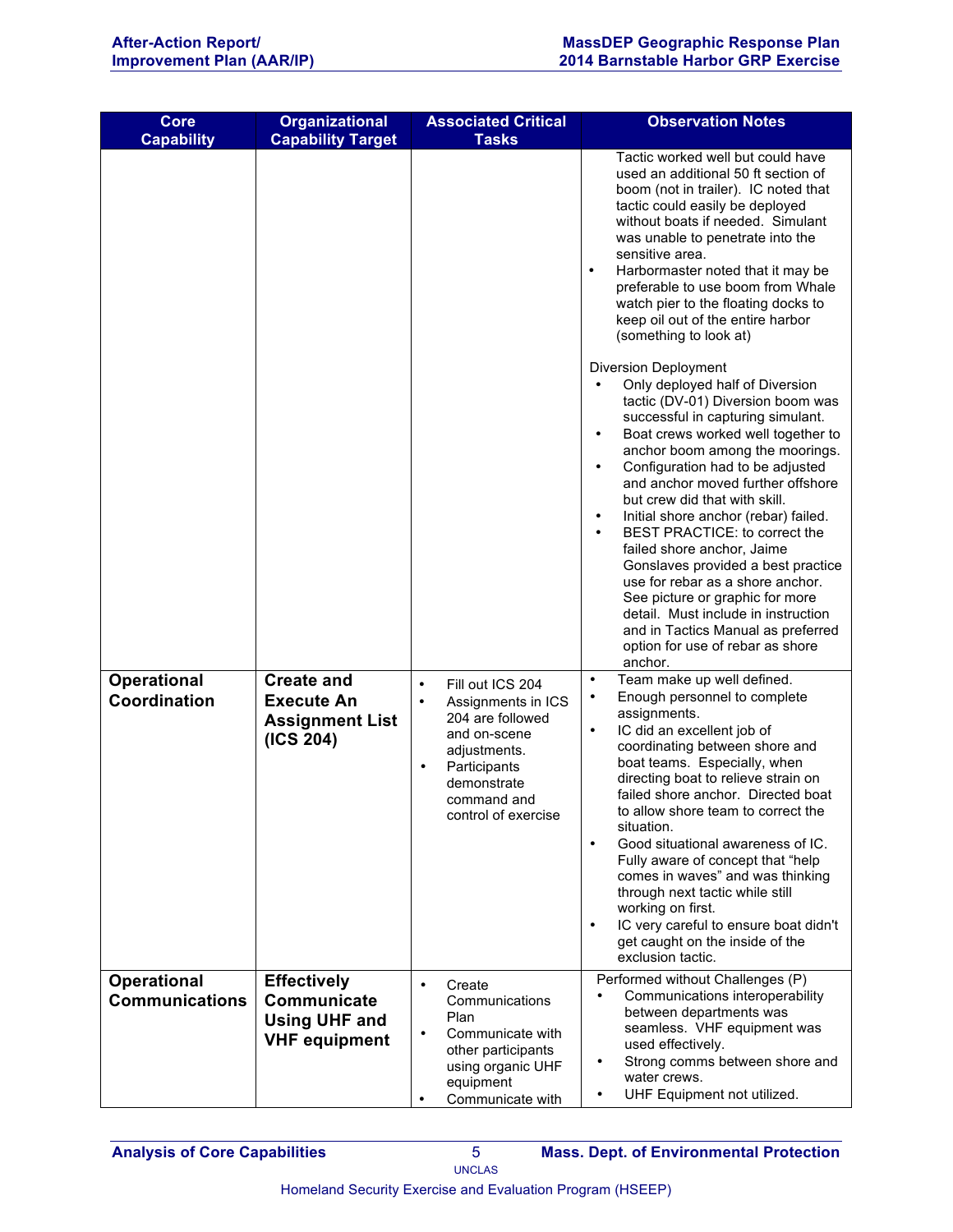| Core Capability | Organizational Capability Target | Associated Critical Tasks | Observation Notes |
|---|---|---|---|
| | | | Tactic worked well but could have used an additional 50 ft section of boom (not in trailer). IC noted that tactic could easily be deployed without boats if needed. Simulant was unable to penetrate into the sensitive area.<br>• Harbormaster noted that it may be preferable to use boom from Whale watch pier to the floating docks to keep oil out of the entire harbor (something to look at)<br><br>Diversion Deployment<br>• Only deployed half of Diversion tactic (DV-01) Diversion boom was successful in capturing simulant.<br>• Boat crews worked well together to anchor boom among the moorings.<br>• Configuration had to be adjusted and anchor moved further offshore but crew did that with skill.<br>• Initial shore anchor (rebar) failed.<br>• BEST PRACTICE: to correct the failed shore anchor, Jaime Gonslaves provided a best practice use for rebar as a shore anchor. See picture or graphic for more detail. Must include in instruction and in Tactics Manual as preferred option for use of rebar as shore anchor. |
| **Operational Coordination** | **Create and Execute An Assignment List (ICS 204)** | • Fill out ICS 204<br>• Assignments in ICS 204 are followed and on-scene adjustments.<br>• Participants demonstrate command and control of exercise | • Team make up well defined.<br>• Enough personnel to complete assignments.<br>• IC did an excellent job of coordinating between shore and boat teams. Especially, when directing boat to relieve strain on failed shore anchor. Directed boat to allow shore team to correct the situation.<br>• Good situational awareness of IC. Fully aware of concept that "help comes in waves" and was thinking through next tactic while still working on first.<br>• IC very careful to ensure boat didn't get caught on the inside of the exclusion tactic. |
| **Operational Communications** | **Effectively Communicate Using UHF and VHF equipment** | • Create Communications Plan<br>• Communicate with other participants using organic UHF equipment<br>• Communicate with | Performed without Challenges (P)<br>• Communications interoperability between departments was seamless. VHF equipment was used effectively.<br>• Strong comms between shore and water crews.<br>• UHF Equipment not utilized. |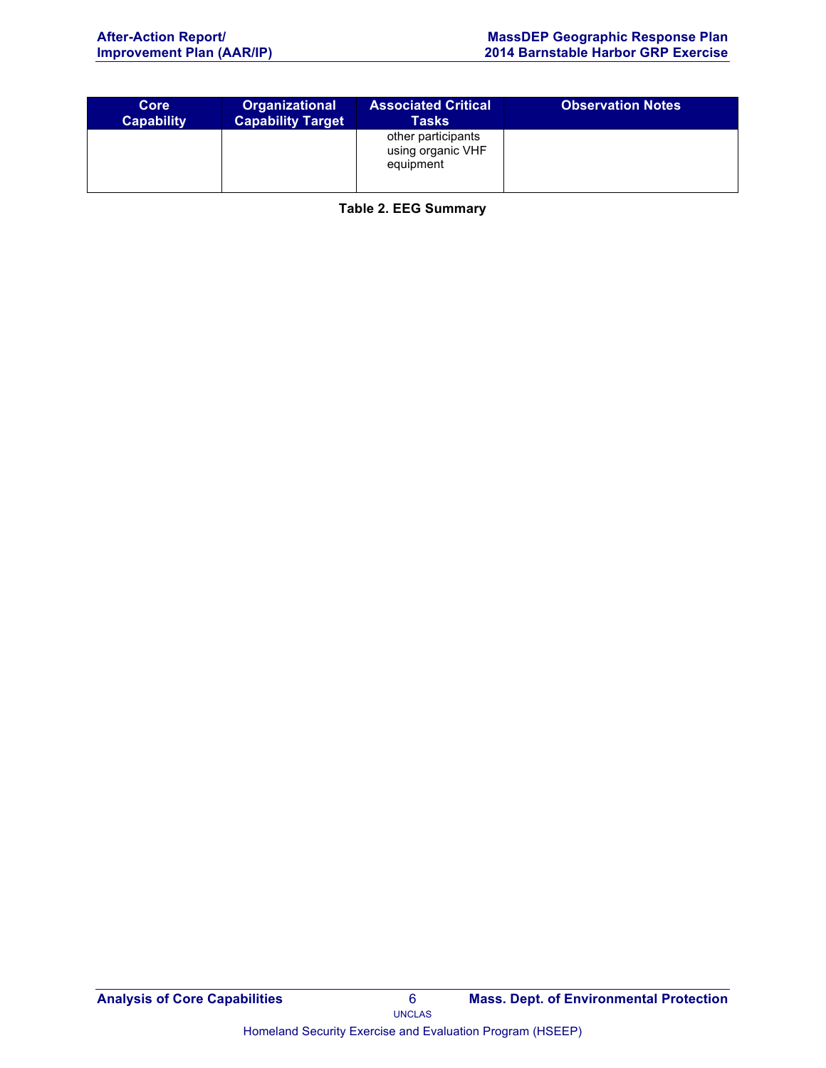| Core Capability | Organizational Capability Target | Associated Critical Tasks | Observation Notes |
|---|---|---|---|
| | | other participants using organic VHF equipment | |

**Table 2. EEG Summary**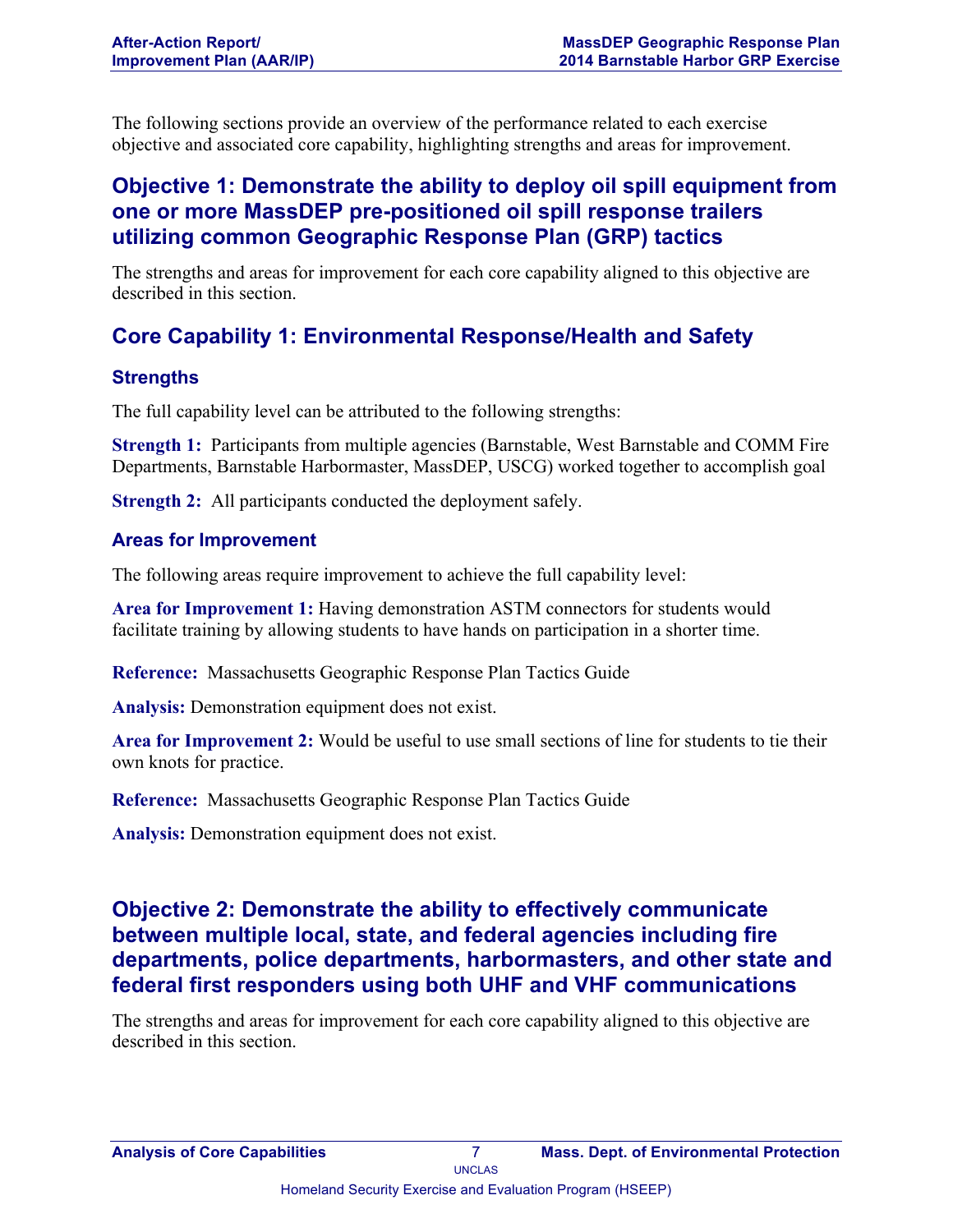The following sections provide an overview of the performance related to each exercise objective and associated core capability, highlighting strengths and areas for improvement.

## Objective 1: Demonstrate the ability to deploy oil spill equipment from one or more MassDEP pre-positioned oil spill response trailers utilizing common Geographic Response Plan (GRP) tactics

The strengths and areas for improvement for each core capability aligned to this objective are described in this section.

## Core Capability 1: Environmental Response/Health and Safety

### Strengths

The full capability level can be attributed to the following strengths:

**Strength 1:** Participants from multiple agencies (Barnstable, West Barnstable and COMM Fire Departments, Barnstable Harbormaster, MassDEP, USCG) worked together to accomplish goal

**Strength 2:** All participants conducted the deployment safely.

### Areas for Improvement

The following areas require improvement to achieve the full capability level:

**Area for Improvement 1:** Having demonstration ASTM connectors for students would facilitate training by allowing students to have hands on participation in a shorter time.

**Reference:** Massachusetts Geographic Response Plan Tactics Guide

**Analysis:** Demonstration equipment does not exist.

**Area for Improvement 2:** Would be useful to use small sections of line for students to tie their own knots for practice.

**Reference:** Massachusetts Geographic Response Plan Tactics Guide

**Analysis:** Demonstration equipment does not exist.

## Objective 2: Demonstrate the ability to effectively communicate between multiple local, state, and federal agencies including fire departments, police departments, harbormasters, and other state and federal first responders using both UHF and VHF communications

The strengths and areas for improvement for each core capability aligned to this objective are described in this section.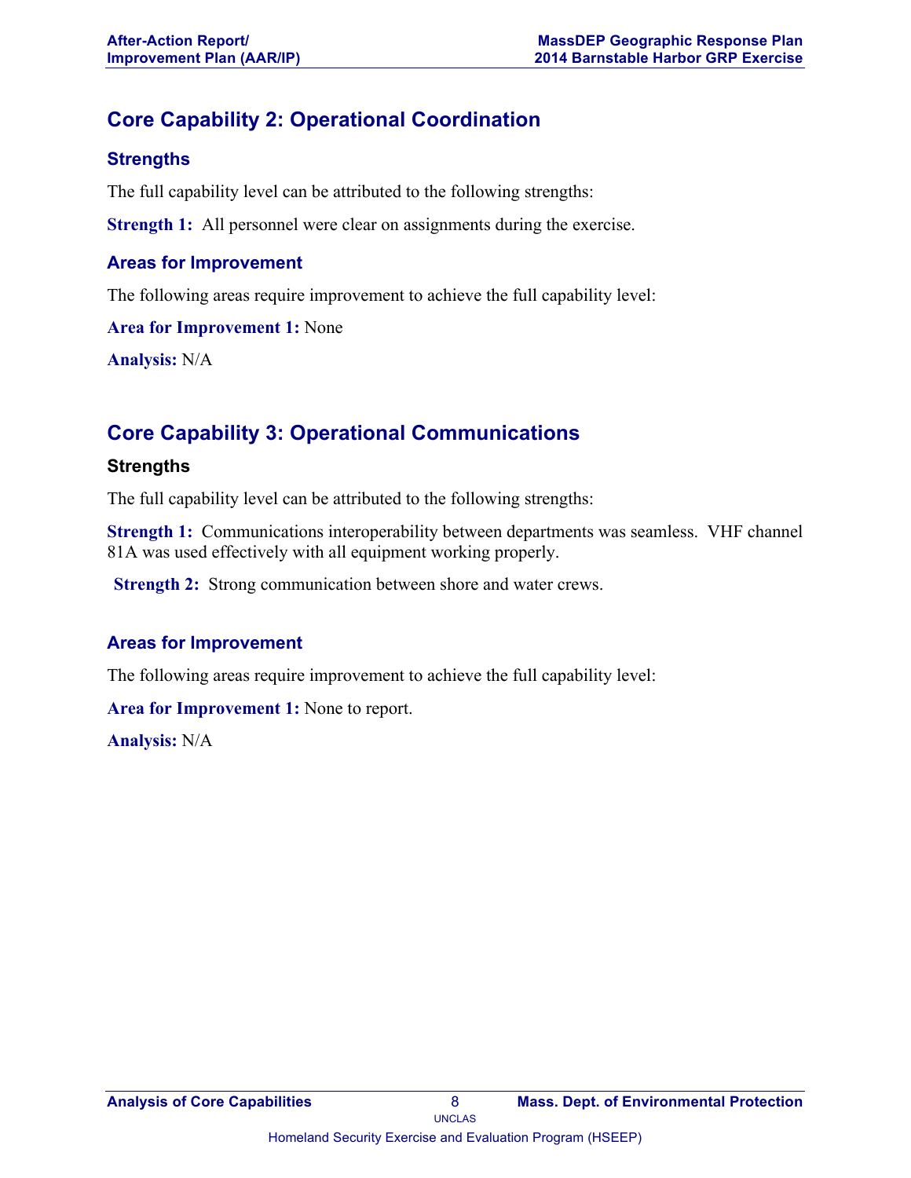## Core Capability 2: Operational Coordination

### Strengths

The full capability level can be attributed to the following strengths:

**Strength 1:** All personnel were clear on assignments during the exercise.

### Areas for Improvement

The following areas require improvement to achieve the full capability level:

**Area for Improvement 1:** None

**Analysis:** N/A

## Core Capability 3: Operational Communications

### Strengths

The full capability level can be attributed to the following strengths:

**Strength 1:** Communications interoperability between departments was seamless. VHF channel 81A was used effectively with all equipment working properly.

**Strength 2:** Strong communication between shore and water crews.

### Areas for Improvement

The following areas require improvement to achieve the full capability level:

**Area for Improvement 1:** None to report.

**Analysis:** N/A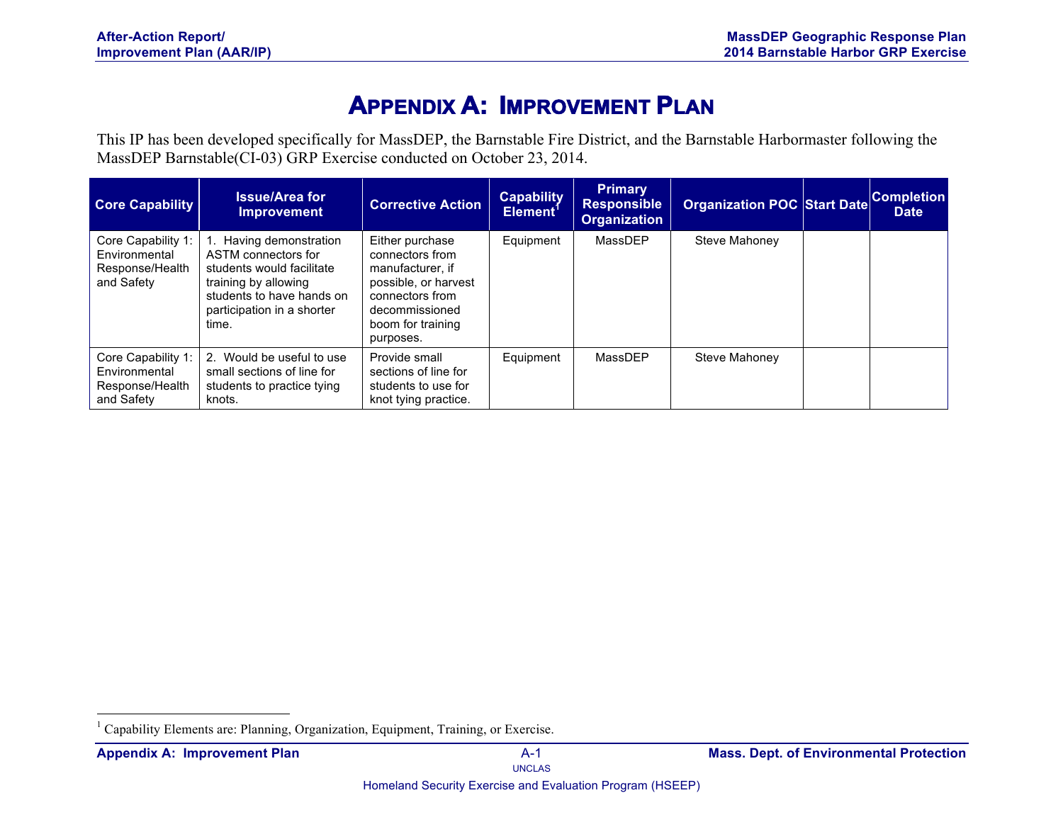# Appendix A: Improvement Plan

This IP has been developed specifically for MassDEP, the Barnstable Fire District, and the Barnstable Harbormaster following the MassDEP Barnstable(CI-03) GRP Exercise conducted on October 23, 2014.

| Core Capability | Issue/Area for Improvement | Corrective Action | Capability Element[1] | Primary Responsible Organization | Organization POC | Start Date | Completion Date |
|---|---|---|---|---|---|---|---|
| Core Capability 1: Environmental Response/Health and Safety | 1. Having demonstration ASTM connectors for students would facilitate training by allowing students to have hands on participation in a shorter time. | Either purchase connectors from manufacturer, if possible, or harvest connectors from decommissioned boom for training purposes. | Equipment | MassDEP | Steve Mahoney | | |
| Core Capability 1: Environmental Response/Health and Safety | 2. Would be useful to use small sections of line for students to practice tying knots. | Provide small sections of line for students to use for knot tying practice. | Equipment | MassDEP | Steve Mahoney | | |

[1] Capability Elements are: Planning, Organization, Equipment, Training, or Exercise.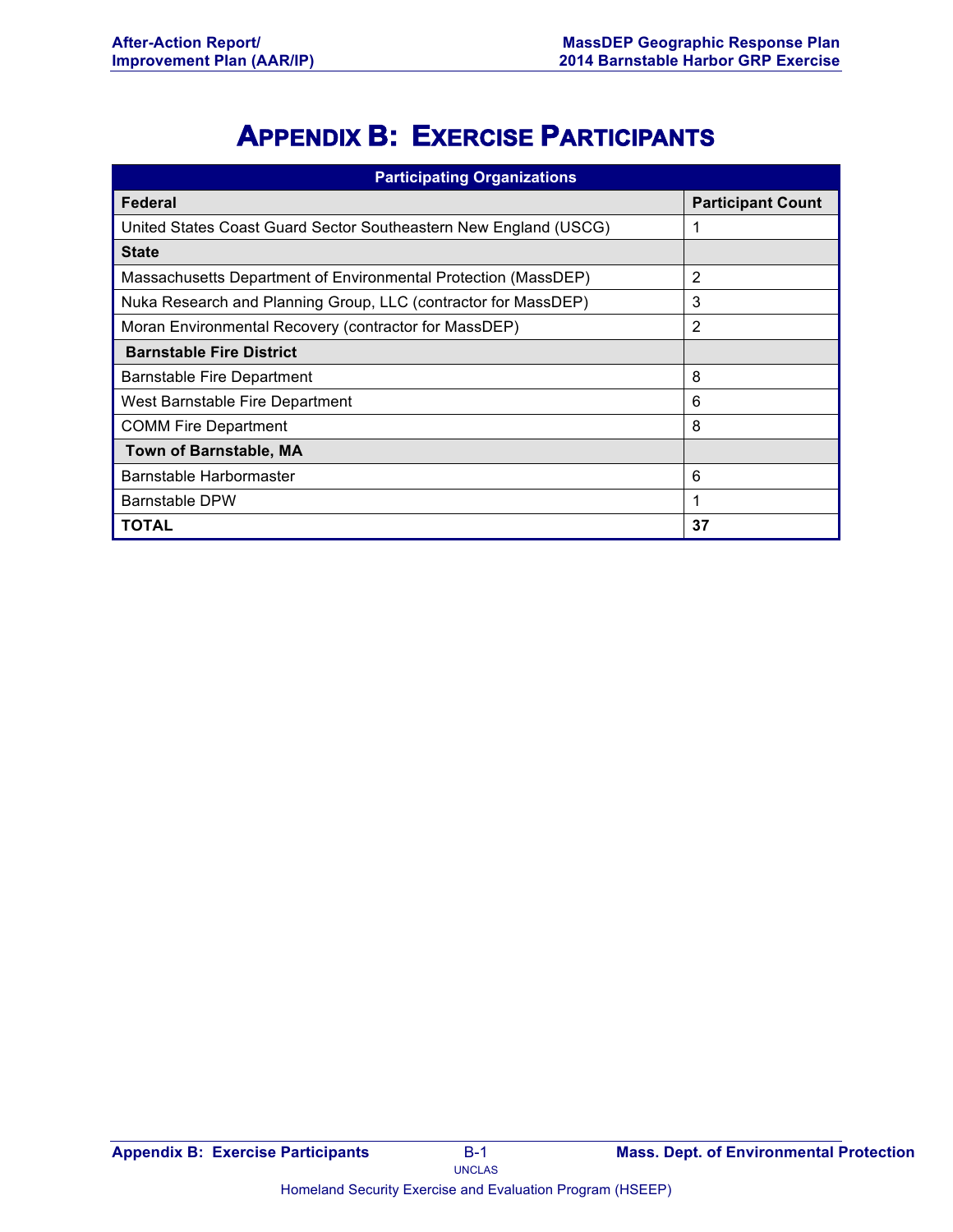# Appendix B: Exercise Participants

| Participating Organizations | |
|---|---|
| **Federal** | **Participant Count** |
| United States Coast Guard Sector Southeastern New England (USCG) | 1 |
| **State** | |
| Massachusetts Department of Environmental Protection (MassDEP) | 2 |
| Nuka Research and Planning Group, LLC (contractor for MassDEP) | 3 |
| Moran Environmental Recovery (contractor for MassDEP) | 2 |
| **Barnstable Fire District** | |
| Barnstable Fire Department | 8 |
| West Barnstable Fire Department | 6 |
| COMM Fire Department | 8 |
| **Town of Barnstable, MA** | |
| Barnstable Harbormaster | 6 |
| Barnstable DPW | 1 |
| **TOTAL** | **37** |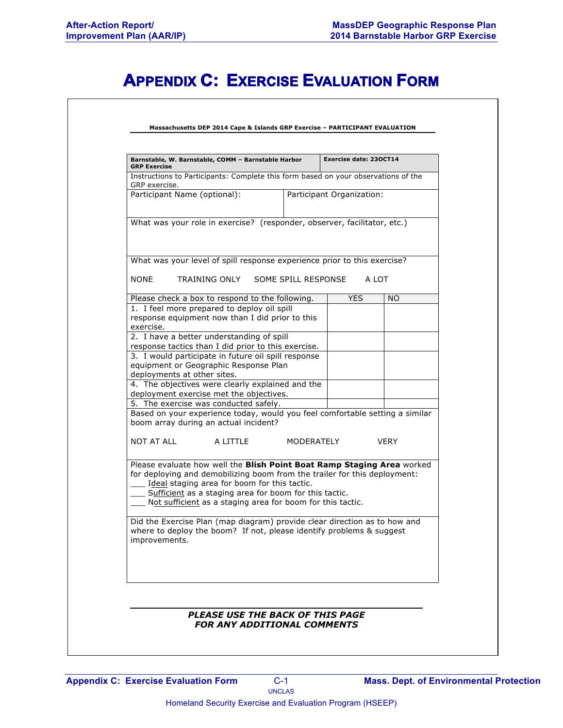# Appendix C: Exercise Evaluation Form

**Massachusetts DEP 2014 Cape & Islands GRP Exercise – PARTICIPANT EVALUATION**

| **Barnstable, W. Barnstable, COMM – Barnstable Harbor GRP Exercise** | **Exercise date: 23OCT14** |
|---|---|
| Instructions to Participants: Complete this form based on your observations of the GRP exercise. | |
| Participant Name (optional): | Participant Organization: |
| What was your role in exercise? (responder, observer, facilitator, etc.) | |
| What was your level of spill response experience prior to this exercise?<br><br>NONE TRAINING ONLY SOME SPILL RESPONSE A LOT | |

| Please check a box to respond to the following. | YES | NO |
|---|---|---|
| 1. I feel more prepared to deploy oil spill response equipment now than I did prior to this exercise. | | |
| 2. I have a better understanding of spill response tactics than I did prior to this exercise. | | |
| 3. I would participate in future oil spill response equipment or Geographic Response Plan deployments at other sites. | | |
| 4. The objectives were clearly explained and the deployment exercise met the objectives. | | |
| 5. The exercise was conducted safely. | | |

Based on your experience today, would you feel comfortable setting a similar boom array during an actual incident?

NOT AT ALL A LITTLE MODERATELY VERY

Please evaluate how well the **Blish Point Boat Ramp Staging Area** worked for deploying and demobilizing boom from the trailer for this deployment:

___ Ideal staging area for boom for this tactic.
___ Sufficient as a staging area for boom for this tactic.
___ Not sufficient as a staging area for boom for this tactic.

Did the Exercise Plan (map diagram) provide clear direction as to how and where to deploy the boom? If not, please identify problems & suggest improvements.

***PLEASE USE THE BACK OF THIS PAGE FOR ANY ADDITIONAL COMMENTS***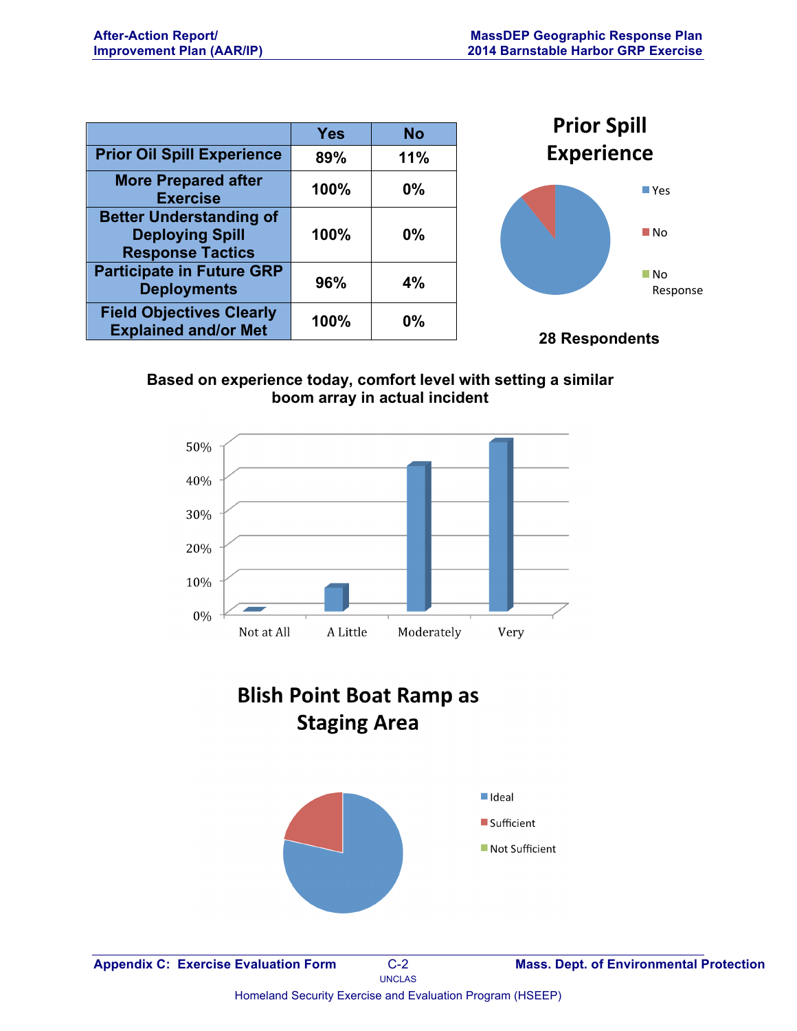| | Yes | No |
|---|---|---|
| Prior Oil Spill Experience | 89% | 11% |
| More Prepared after Exercise | 100% | 0% |
| Better Understanding of Deploying Spill Response Tactics | 100% | 0% |
| Participate in Future GRP Deployments | 96% | 4% |
| Field Objectives Clearly Explained and/or Met | 100% | 0% |

**Prior Spill Experience**

Yes
No
No Response

**28 Respondents**

**Based on experience today, comfort level with setting a similar boom array in actual incident**

50%
40%
30%
20%
10%
0%

Not at All
A Little
Moderately
Very

**Blish Point Boat Ramp as Staging Area**

Ideal
Sufficient
Not Sufficient